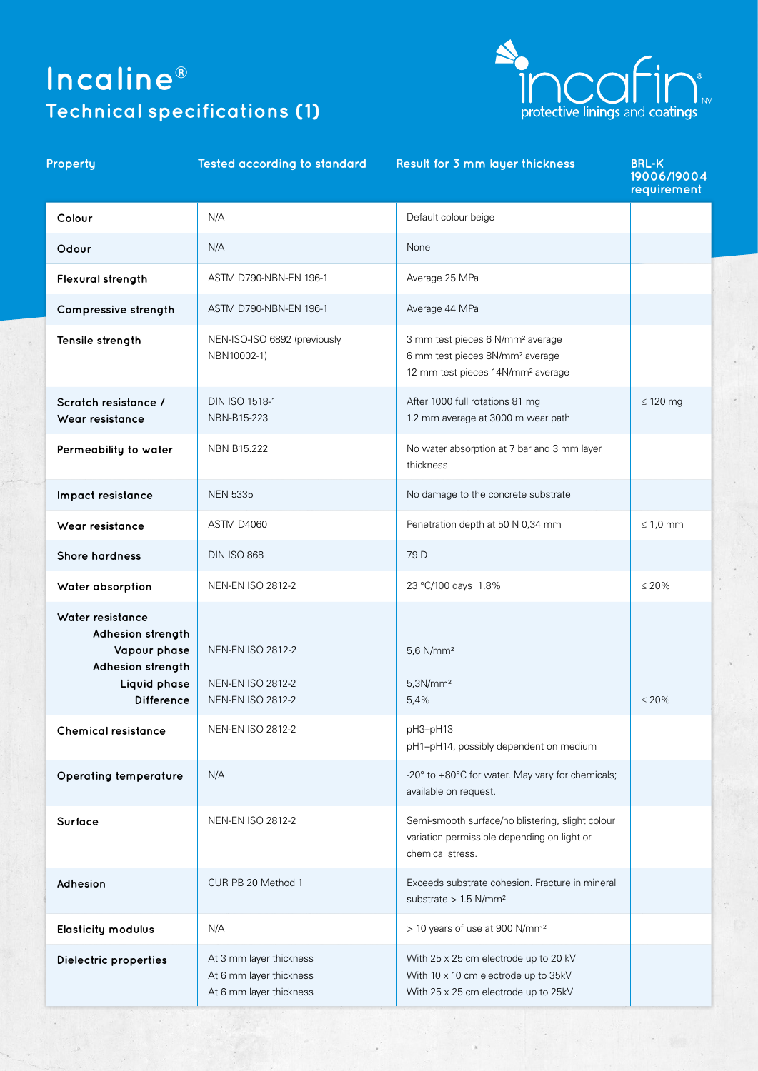# Incaline®

## Technical specifications (1)

incafin® NV
protective linings and coatings

| Property | Tested according to standard | Result for 3 mm layer thickness | BRL-K 19006/19004 requirement |
|---|---|---|---|
| **Colour** | N/A | Default colour beige | |
| **Odour** | N/A | None | |
| **Flexural strength** | ASTM D790-NBN-EN 196-1 | Average 25 MPa | |
| **Compressive strength** | ASTM D790-NBN-EN 196-1 | Average 44 MPa | |
| **Tensile strength** | NEN-ISO-ISO 6892 (previously NBN10002-1) | 3 mm test pieces 6 N/mm² average<br>6 mm test pieces 8N/mm² average<br>12 mm test pieces 14N/mm² average | |
| **Scratch resistance / Wear resistance** | DIN ISO 1518-1<br>NBN-B15-223 | After 1000 full rotations 81 mg<br>1.2 mm average at 3000 m wear path | ≤ 120 mg |
| **Permeability to water** | NBN B15.222 | No water absorption at 7 bar and 3 mm layer thickness | |
| **Impact resistance** | NEN 5335 | No damage to the concrete substrate | |
| **Wear resistance** | ASTM D4060 | Penetration depth at 50 N 0,34 mm | ≤ 1,0 mm |
| **Shore hardness** | DIN ISO 868 | 79 D | |
| **Water absorption** | NEN-EN ISO 2812-2 | 23 °C/100 days 1,8% | ≤ 20% |
| **Water resistance**<br>**Adhesion strength Vapour phase**<br>**Adhesion strength Liquid phase**<br>**Difference** | <br>NEN-EN ISO 2812-2<br>NEN-EN ISO 2812-2<br>NEN-EN ISO 2812-2 | <br>5,6 N/mm²<br>5,3N/mm²<br>5,4% | <br><br><br>≤ 20% |
| **Chemical resistance** | NEN-EN ISO 2812-2 | pH3–pH13<br>pH1–pH14, possibly dependent on medium | |
| **Operating temperature** | N/A | -20° to +80°C for water. May vary for chemicals; available on request. | |
| **Surface** | NEN-EN ISO 2812-2 | Semi-smooth surface/no blistering, slight colour variation permissible depending on light or chemical stress. | |
| **Adhesion** | CUR PB 20 Method 1 | Exceeds substrate cohesion. Fracture in mineral substrate > 1.5 N/mm² | |
| **Elasticity modulus** | N/A | > 10 years of use at 900 N/mm² | |
| **Dielectric properties** | At 3 mm layer thickness<br>At 6 mm layer thickness<br>At 6 mm layer thickness | With 25 x 25 cm electrode up to 20 kV<br>With 10 x 10 cm electrode up to 35kV<br>With 25 x 25 cm electrode up to 25kV | |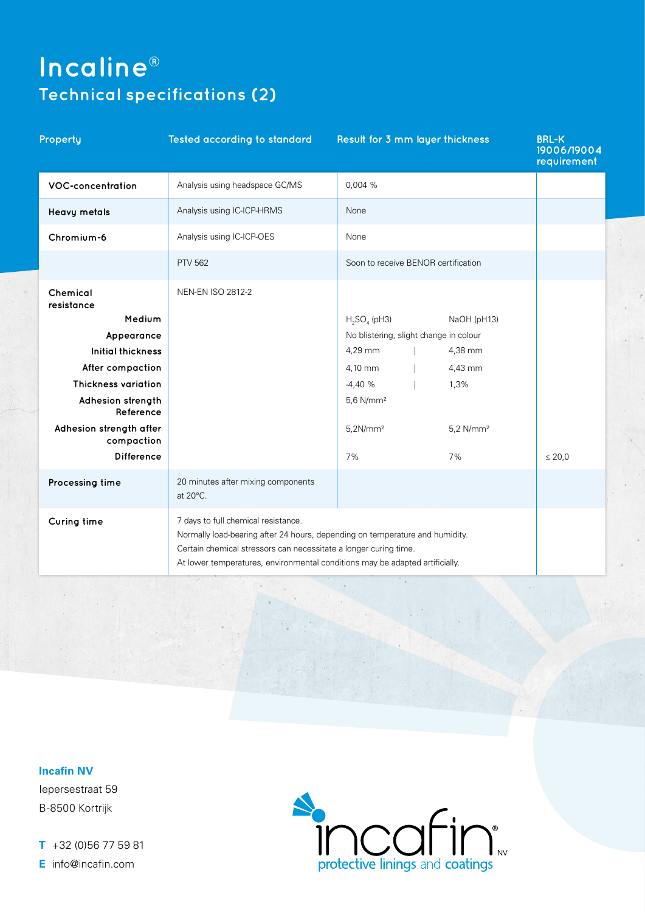# Incaline®

## Technical specifications (2)

| Property | Tested according to standard | Result for 3 mm layer thickness | | BRL-K 19006/19004 requirement |
|---|---|---|---|---|
| **VOC-concentration** | Analysis using headspace GC/MS | 0,004 % | | |
| **Heavy metals** | Analysis using IC-ICP-HRMS | None | | |
| **Chromium-6** | Analysis using IC-ICP-OES | None | | |
| | PTV 562 | Soon to receive BENOR certification | | |
| **Chemical resistance** | NEN-EN ISO 2812-2 | | | |
| **Medium** | | $H_2SO_4$ (pH3) | NaOH (pH13) | |
| **Appearance** | | No blistering, slight change in colour | | |
| **Initial thickness** | | 4,29 mm | 4,38 mm | |
| **After compaction** | | 4,10 mm | 4,43 mm | |
| **Thickness variation** | | -4,40 % | 1,3% | |
| **Adhesion strength Reference** | | 5,6 N/mm² | | |
| **Adhesion strength after compaction** | | 5,2N/mm² | 5,2 N/mm² | |
| **Difference** | | 7% | 7% | ≤ 20,0 |
| **Processing time** | 20 minutes after mixing components at 20°C. | | | |
| **Curing time** | 7 days to full chemical resistance. Normally load-bearing after 24 hours, depending on temperature and humidity. Certain chemical stressors can necessitate a longer curing time. At lower temperatures, environmental conditions may be adapted artificially. | | | |

**Incafin NV**
Iepersestraat 59
B-8500 Kortrijk

**T** +32 (0)56 77 59 81
**E** info@incafin.com

incafin® NV
protective linings and coatings